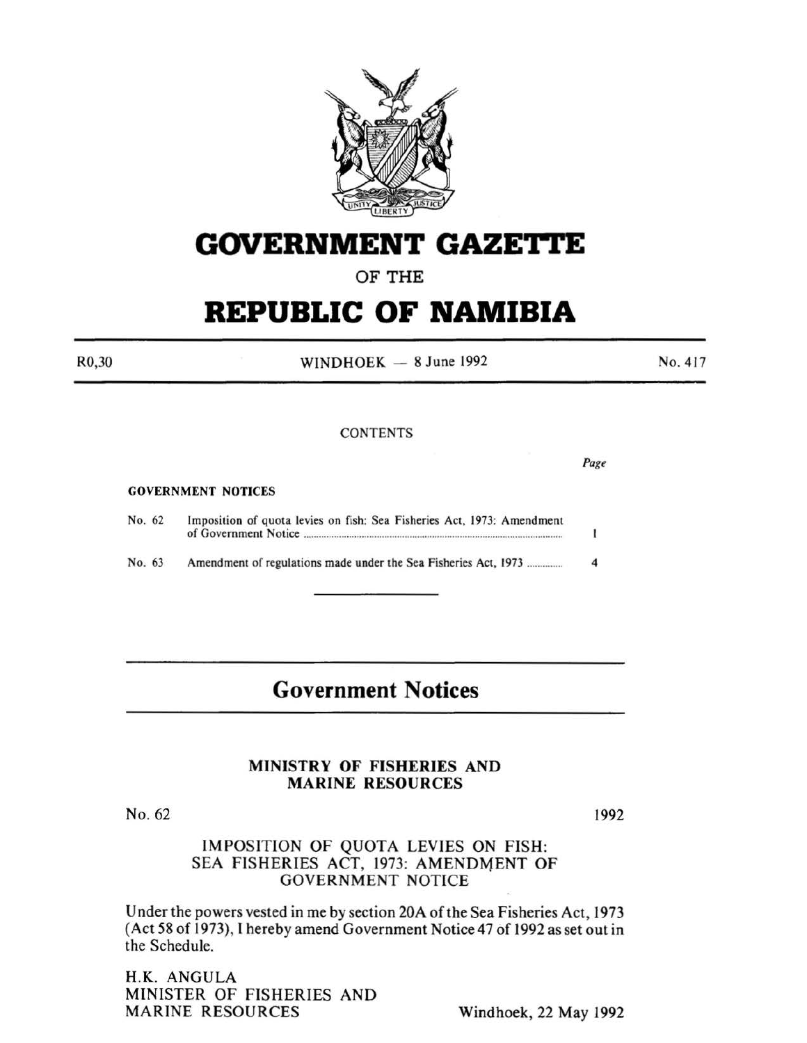# GOVERNMENT GAZETTE

OF THE

# REPUBLIC OF NAMIBIA

R0,30 | WINDHOEK — 8 June 1992 | No. 417

CONTENTS

| | | Page |
|---|---|---|
| **GOVERNMENT NOTICES** | | |
| No. 62 | Imposition of quota levies on fish: Sea Fisheries Act, 1973: Amendment of Government Notice | 1 |
| No. 63 | Amendment of regulations made under the Sea Fisheries Act, 1973 | 4 |

## Government Notices

### MINISTRY OF FISHERIES AND MARINE RESOURCES

No. 62 | 1992

### IMPOSITION OF QUOTA LEVIES ON FISH: SEA FISHERIES ACT, 1973: AMENDMENT OF GOVERNMENT NOTICE

Under the powers vested in me by section 20A of the Sea Fisheries Act, 1973 (Act 58 of 1973), I hereby amend Government Notice 47 of 1992 as set out in the Schedule.

H.K. ANGULA
MINISTER OF FISHERIES AND
MARINE RESOURCES

Windhoek, 22 May 1992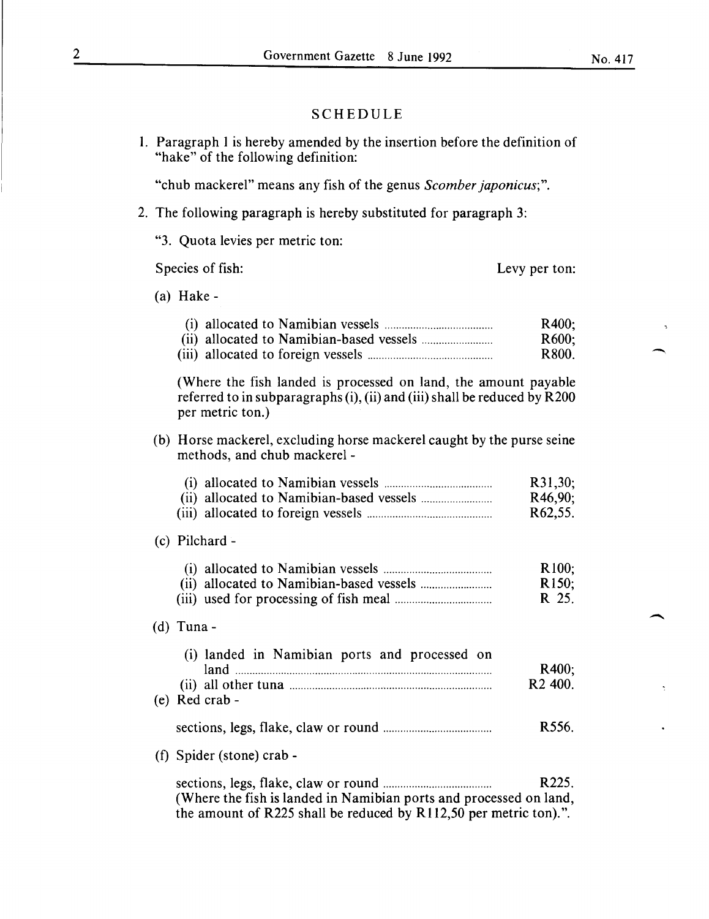# SCHEDULE

1. Paragraph 1 is hereby amended by the insertion before the definition of "hake" of the following definition:

   "chub mackerel" means any fish of the genus *Scomber japonicus*;".

2. The following paragraph is hereby substituted for paragraph 3:

   "3. Quota levies per metric ton:

| Species of fish: | Levy per ton: |
|---|---|
| (a) Hake - | |
| (i) allocated to Namibian vessels | R400; |
| (ii) allocated to Namibian-based vessels | R600; |
| (iii) allocated to foreign vessels | R800. |

   (Where the fish landed is processed on land, the amount payable referred to in subparagraphs (i), (ii) and (iii) shall be reduced by R200 per metric ton.)

| Species of fish: | Levy per ton: |
|---|---|
| (b) Horse mackerel, excluding horse mackerel caught by the purse seine methods, and chub mackerel - | |
| (i) allocated to Namibian vessels | R31,30; |
| (ii) allocated to Namibian-based vessels | R46,90; |
| (iii) allocated to foreign vessels | R62,55. |
| (c) Pilchard - | |
| (i) allocated to Namibian vessels | R100; |
| (ii) allocated to Namibian-based vessels | R150; |
| (iii) used for processing of fish meal | R 25. |
| (d) Tuna - | |
| (i) landed in Namibian ports and processed on land | R400; |
| (ii) all other tuna | R2 400. |
| (e) Red crab - | |
| sections, legs, flake, claw or round | R556. |
| (f) Spider (stone) crab - | |
| sections, legs, flake, claw or round | R225. |

   (Where the fish is landed in Namibian ports and processed on land, the amount of R225 shall be reduced by R112,50 per metric ton).".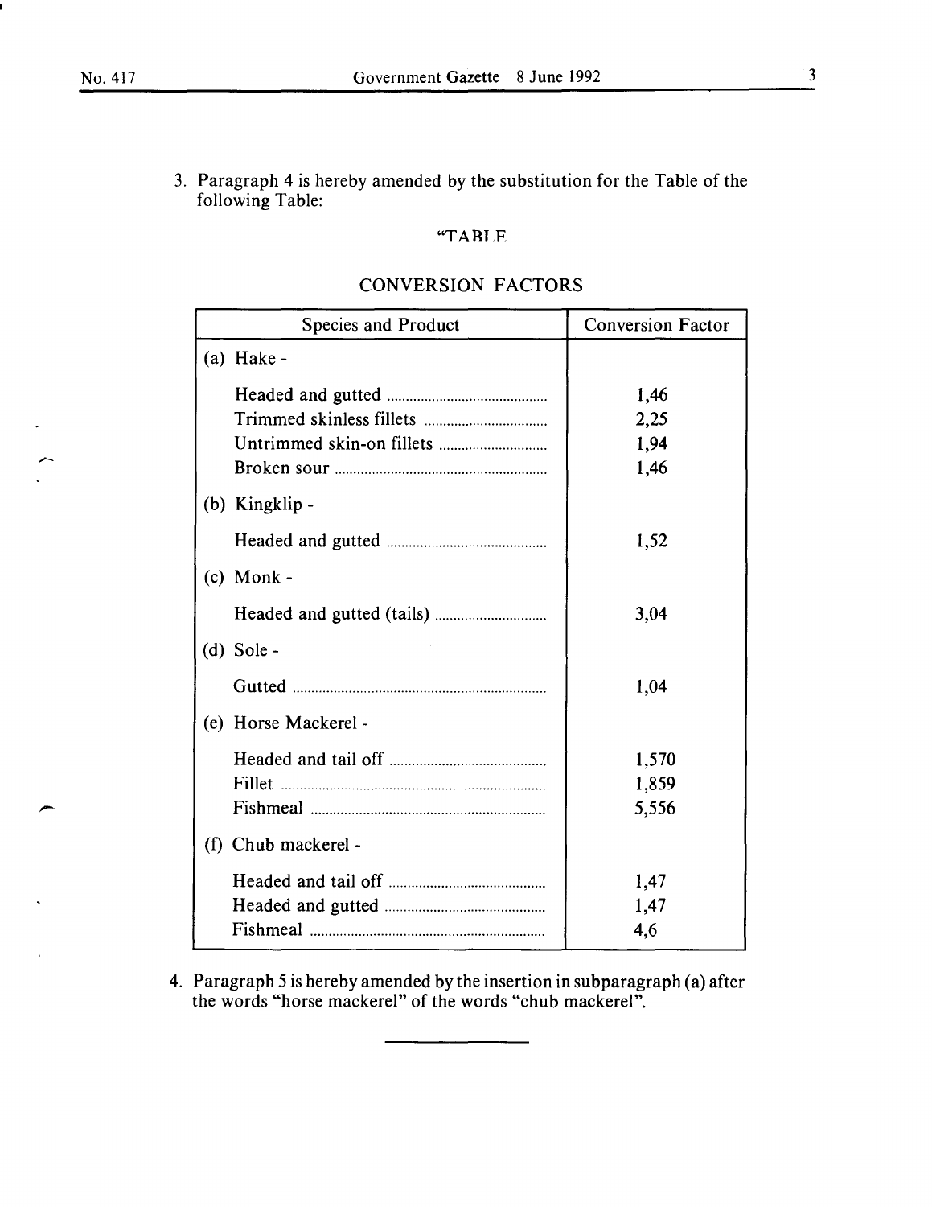3. Paragraph 4 is hereby amended by the substitution for the Table of the following Table:

"TABLE

CONVERSION FACTORS

| Species and Product | Conversion Factor |
|---|---|
| (a) Hake - | |
| Headed and gutted | 1,46 |
| Trimmed skinless fillets | 2,25 |
| Untrimmed skin-on fillets | 1,94 |
| Broken sour | 1,46 |
| (b) Kingklip - | |
| Headed and gutted | 1,52 |
| (c) Monk - | |
| Headed and gutted (tails) | 3,04 |
| (d) Sole - | |
| Gutted | 1,04 |
| (e) Horse Mackerel - | |
| Headed and tail off | 1,570 |
| Fillet | 1,859 |
| Fishmeal | 5,556 |
| (f) Chub mackerel - | |
| Headed and tail off | 1,47 |
| Headed and gutted | 1,47 |
| Fishmeal | 4,6 |

4. Paragraph 5 is hereby amended by the insertion in subparagraph (a) after the words "horse mackerel" of the words "chub mackerel".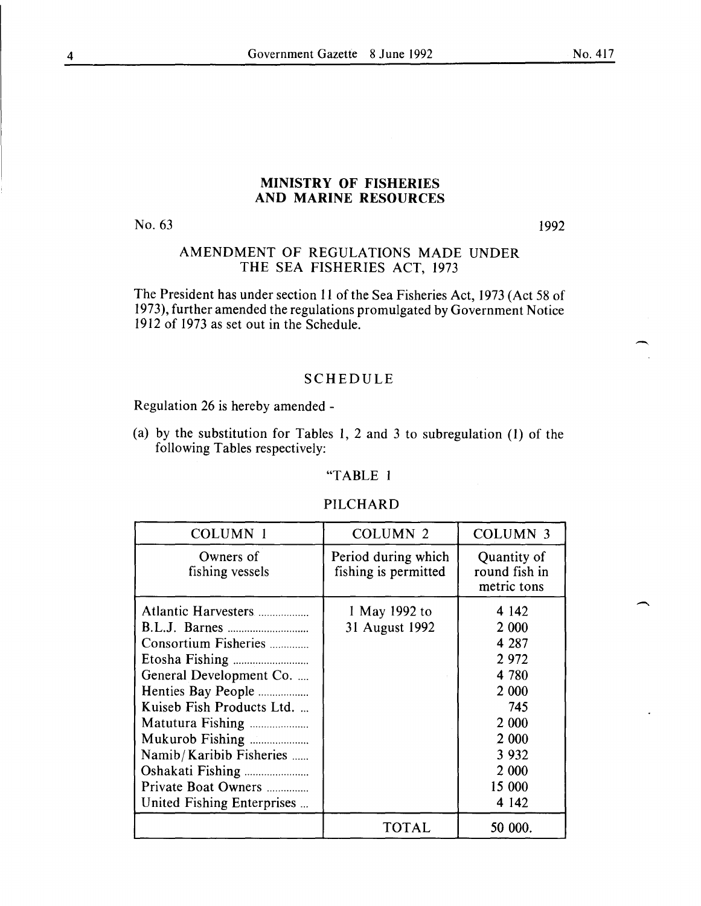## MINISTRY OF FISHERIES AND MARINE RESOURCES

No. 63 1992

### AMENDMENT OF REGULATIONS MADE UNDER THE SEA FISHERIES ACT, 1973

The President has under section 11 of the Sea Fisheries Act, 1973 (Act 58 of 1973), further amended the regulations promulgated by Government Notice 1912 of 1973 as set out in the Schedule.

### SCHEDULE

Regulation 26 is hereby amended -

(a) by the substitution for Tables 1, 2 and 3 to subregulation (1) of the following Tables respectively:

"TABLE 1

PILCHARD

| COLUMN 1 | COLUMN 2 | COLUMN 3 |
|---|---|---|
| Owners of fishing vessels | Period during which fishing is permitted | Quantity of round fish in metric tons |
| Atlantic Harvesters .................. | 1 May 1992 to | 4 142 |
| B.L.J. Barnes .............................. | 31 August 1992 | 2 000 |
| Consortium Fisheries .............. | | 4 287 |
| Etosha Fishing ........................... | | 2 972 |
| General Development Co. .... | | 4 780 |
| Henties Bay People .................. | | 2 000 |
| Kuiseb Fish Products Ltd. ... | | 745 |
| Matutura Fishing ..................... | | 2 000 |
| Mukurob Fishing ..................... | | 2 000 |
| Namib/Karibib Fisheries ...... | | 3 932 |
| Oshakati Fishing ....................... | | 2 000 |
| Private Boat Owners ............... | | 15 000 |
| United Fishing Enterprises ... | | 4 142 |
| | TOTAL | 50 000. |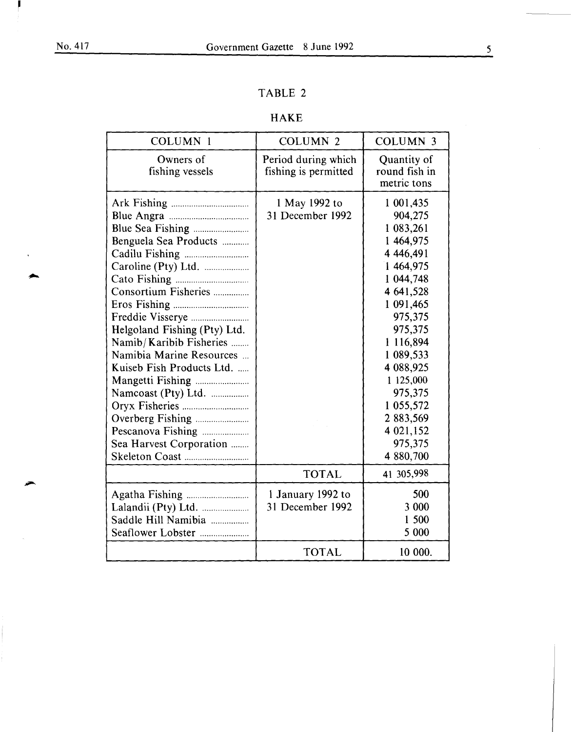## TABLE 2

### HAKE

| COLUMN 1 | COLUMN 2 | COLUMN 3 |
|---|---|---|
| Owners of fishing vessels | Period during which fishing is permitted | Quantity of round fish in metric tons |
| Ark Fishing | 1 May 1992 to 31 December 1992 | 1 001,435 |
| Blue Angra | | 904,275 |
| Blue Sea Fishing | | 1 083,261 |
| Benguela Sea Products | | 1 464,975 |
| Cadilu Fishing | | 4 446,491 |
| Caroline (Pty) Ltd. | | 1 464,975 |
| Cato Fishing | | 1 044,748 |
| Consortium Fisheries | | 4 641,528 |
| Eros Fishing | | 1 091,465 |
| Freddie Visserye | | 975,375 |
| Helgoland Fishing (Pty) Ltd. | | 975,375 |
| Namib/Karibib Fisheries | | 1 116,894 |
| Namibia Marine Resources | | 1 089,533 |
| Kuiseb Fish Products Ltd. | | 4 088,925 |
| Mangetti Fishing | | 1 125,000 |
| Namcoast (Pty) Ltd. | | 975,375 |
| Oryx Fisheries | | 1 055,572 |
| Overberg Fishing | | 2 883,569 |
| Pescanova Fishing | | 4 021,152 |
| Sea Harvest Corporation | | 975,375 |
| Skeleton Coast | | 4 880,700 |
| | TOTAL | 41 305,998 |
| Agatha Fishing | 1 January 1992 to 31 December 1992 | 500 |
| Lalandii (Pty) Ltd. | | 3 000 |
| Saddle Hill Namibia | | 1 500 |
| Seaflower Lobster | | 5 000 |
| | TOTAL | 10 000. |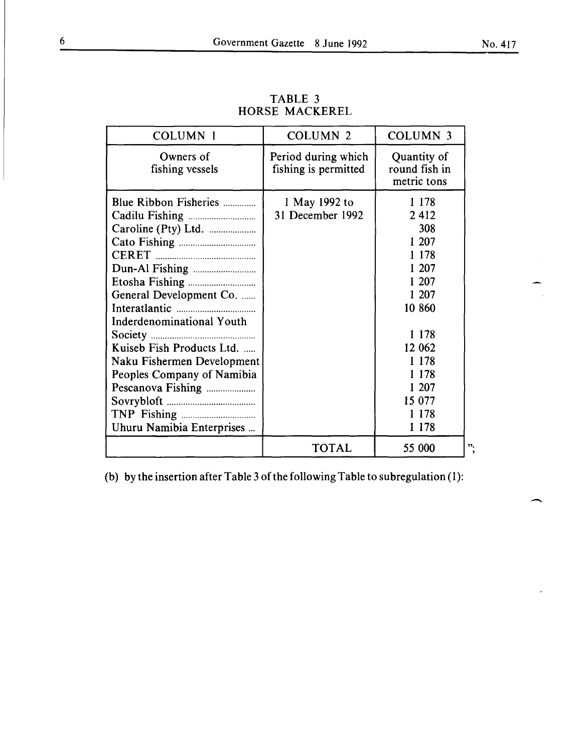TABLE 3
HORSE MACKEREL

| COLUMN 1 | COLUMN 2 | COLUMN 3 |
|---|---|---|
| Owners of fishing vessels | Period during which fishing is permitted | Quantity of round fish in metric tons |
| Blue Ribbon Fisheries .............. | 1 May 1992 to 31 December 1992 | 1 178 |
| Cadilu Fishing .............................. | | 2 412 |
| Caroline (Pty) Ltd. .................... | | 308 |
| Cato Fishing ................................. | | 1 207 |
| CERET ........................................... | | 1 178 |
| Dun-Al Fishing ........................... | | 1 207 |
| Etosha Fishing ............................. | | 1 207 |
| General Development Co. ...... | | 1 207 |
| Interatlantic .................................. | | 10 860 |
| Inderdenominational Youth Society ............................................ | | 1 178 |
| Kuiseb Fish Products Ltd. ..... | | 12 062 |
| Naku Fishermen Development | | 1 178 |
| Peoples Company of Namibia | | 1 178 |
| Pescanova Fishing ..................... | | 1 207 |
| Sovrybloft ...................................... | | 15 077 |
| TNP Fishing ................................. | | 1 178 |
| Uhuru Namibia Enterprises ... | | 1 178 |
| | TOTAL | 55 000 |

";

(b) by the insertion after Table 3 of the following Table to subregulation (1):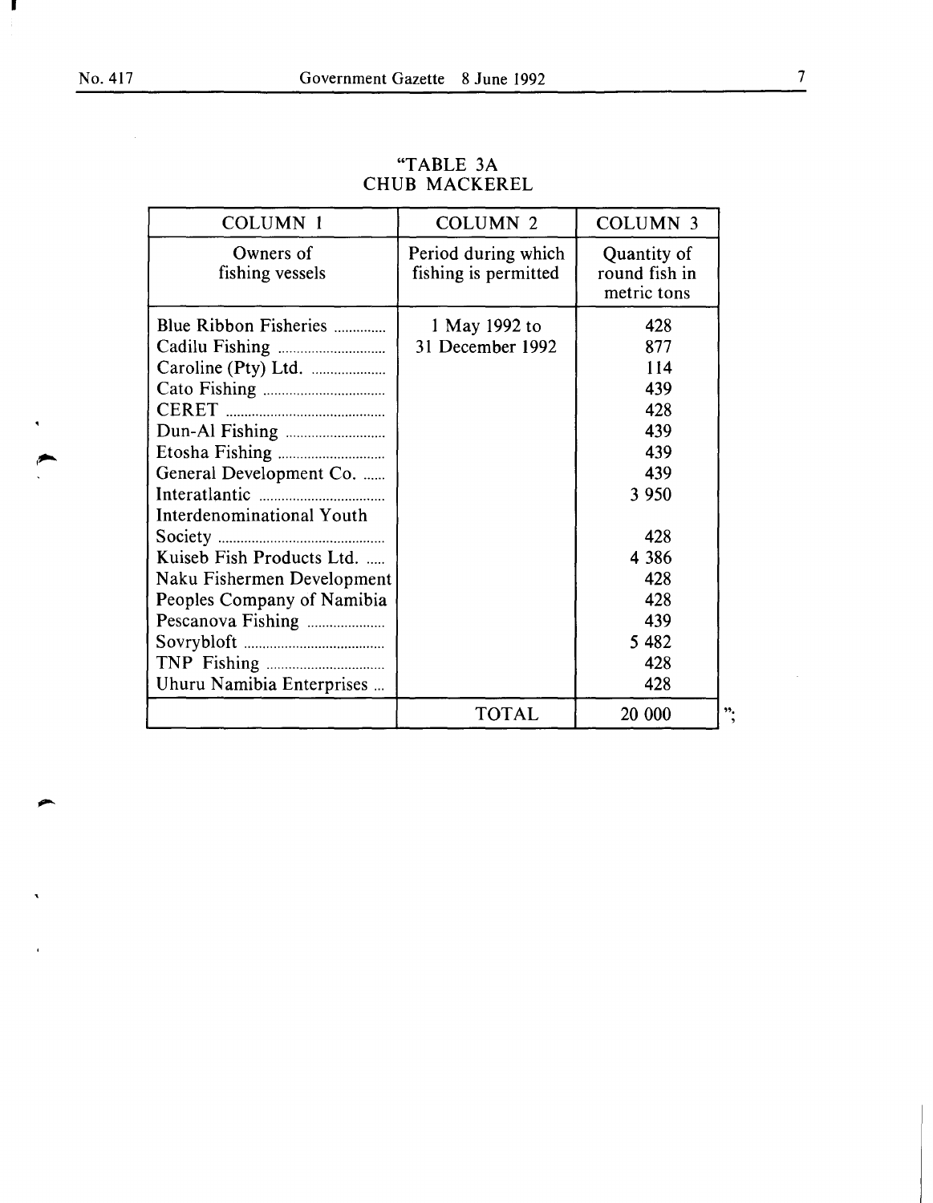"TABLE 3A
CHUB MACKEREL

| COLUMN 1 | COLUMN 2 | COLUMN 3 |
|---|---|---|
| Owners of fishing vessels | Period during which fishing is permitted | Quantity of round fish in metric tons |
| Blue Ribbon Fisheries .............. | 1 May 1992 to 31 December 1992 | 428 |
| Cadilu Fishing ............................ | | 877 |
| Caroline (Pty) Ltd. .................... | | 114 |
| Cato Fishing ................................ | | 439 |
| CERET .......................................... | | 428 |
| Dun-Al Fishing ........................... | | 439 |
| Etosha Fishing ............................ | | 439 |
| General Development Co. ...... | | 439 |
| Interatlantic ................................. | | 3 950 |
| Interdenominational Youth Society ............................................ | | 428 |
| Kuiseb Fish Products Ltd. ..... | | 4 386 |
| Naku Fishermen Development | | 428 |
| Peoples Company of Namibia | | 428 |
| Pescanova Fishing .................... | | 439 |
| Sovrybloft ..................................... | | 5 482 |
| TNP Fishing ............................... | | 428 |
| Uhuru Namibia Enterprises ... | | 428 |
| | TOTAL | 20 000 |

";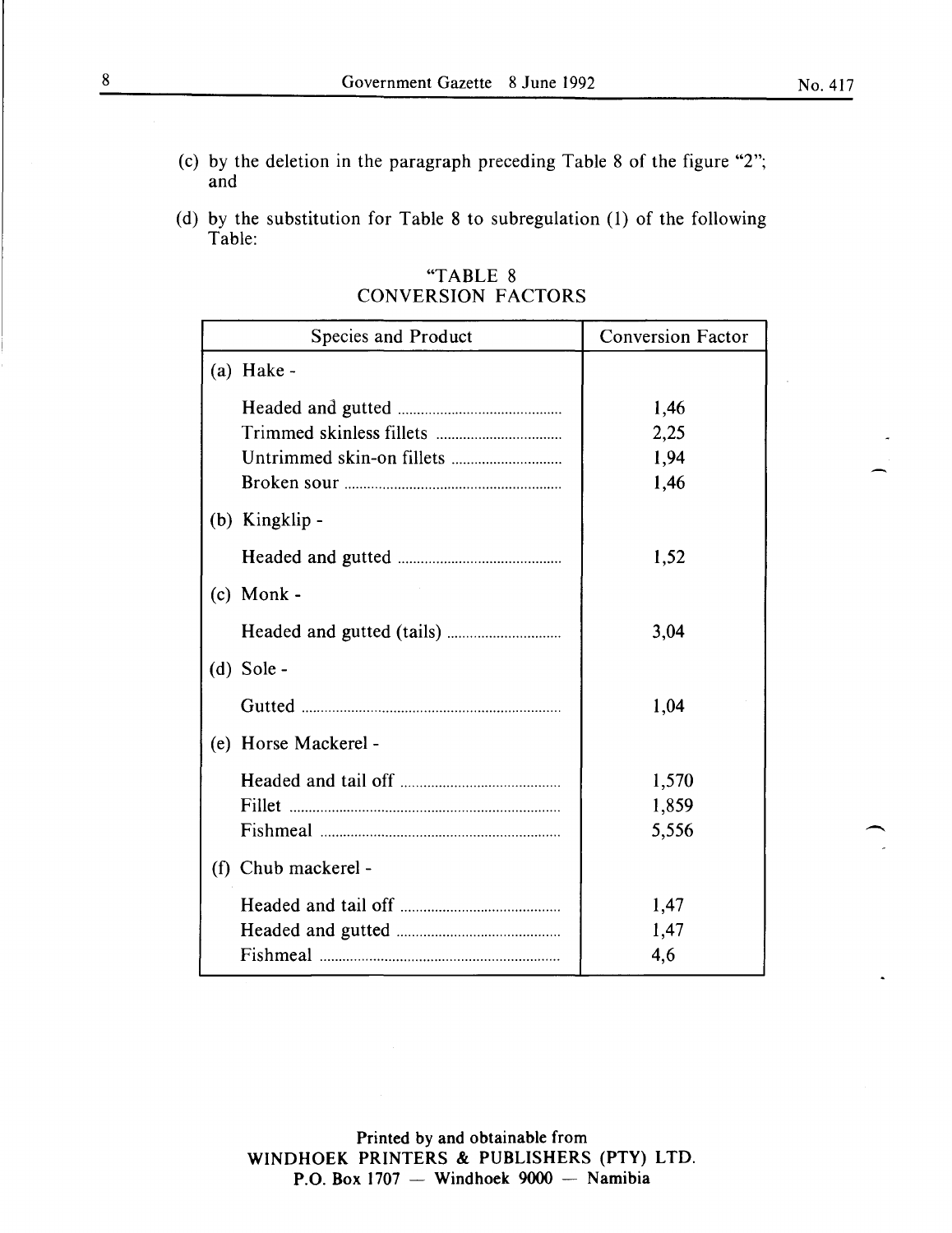(c) by the deletion in the paragraph preceding Table 8 of the figure "2"; and

(d) by the substitution for Table 8 to subregulation (1) of the following Table:

"TABLE 8
CONVERSION FACTORS

| Species and Product | Conversion Factor |
|---|---|
| (a) Hake - | |
| Headed and gutted | 1,46 |
| Trimmed skinless fillets | 2,25 |
| Untrimmed skin-on fillets | 1,94 |
| Broken sour | 1,46 |
| (b) Kingklip - | |
| Headed and gutted | 1,52 |
| (c) Monk - | |
| Headed and gutted (tails) | 3,04 |
| (d) Sole - | |
| Gutted | 1,04 |
| (e) Horse Mackerel - | |
| Headed and tail off | 1,570 |
| Fillet | 1,859 |
| Fishmeal | 5,556 |
| (f) Chub mackerel - | |
| Headed and tail off | 1,47 |
| Headed and gutted | 1,47 |
| Fishmeal | 4,6 |

Printed by and obtainable from
WINDHOEK PRINTERS & PUBLISHERS (PTY) LTD.
P.O. Box 1707 — Windhoek 9000 — Namibia